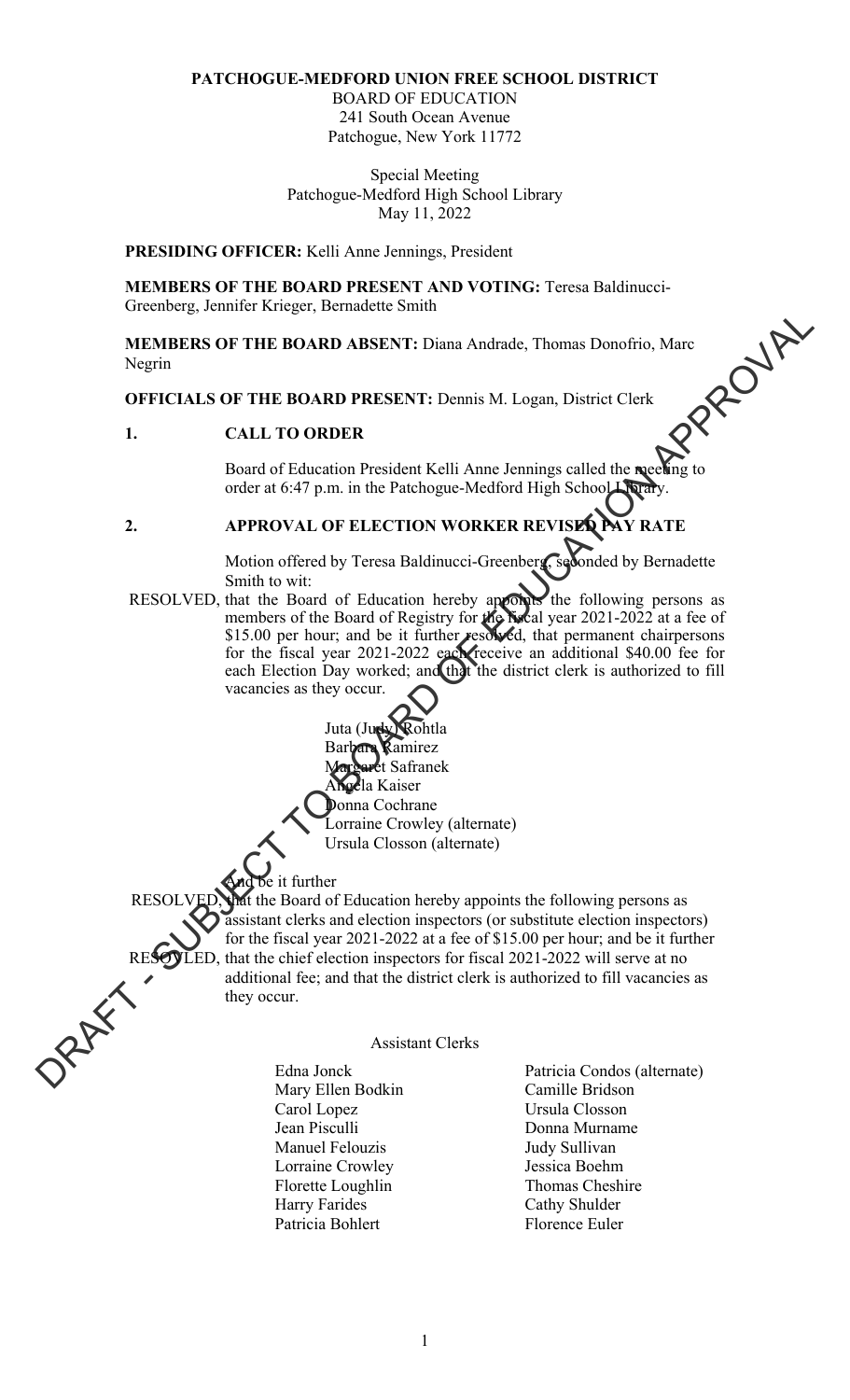**PATCHOGUE-MEDFORD UNION FREE SCHOOL DISTRICT**

BOARD OF EDUCATION
241 South Ocean Avenue
Patchogue, New York 11772

Special Meeting
Patchogue-Medford High School Library
May 11, 2022

**PRESIDING OFFICER:** Kelli Anne Jennings, President

**MEMBERS OF THE BOARD PRESENT AND VOTING:** Teresa Baldinucci-Greenberg, Jennifer Krieger, Bernadette Smith

**MEMBERS OF THE BOARD ABSENT:** Diana Andrade, Thomas Donofrio, Marc Negrin

**OFFICIALS OF THE BOARD PRESENT:** Dennis M. Logan, District Clerk

DRAFT - SUBJECT TO BOARD OF EDUCATION APPROVAL

## 1. CALL TO ORDER

Board of Education President Kelli Anne Jennings called the meeting to order at 6:47 p.m. in the Patchogue-Medford High School Library.

## 2. APPROVAL OF ELECTION WORKER REVISED PAY RATE

Motion offered by Teresa Baldinucci-Greenberg, seconded by Bernadette Smith to wit:

RESOLVED, that the Board of Education hereby appoints the following persons as members of the Board of Registry for the fiscal year 2021-2022 at a fee of $15.00 per hour; and be it further resolved, that permanent chairpersons for the fiscal year 2021-2022 each receive an additional $40.00 fee for each Election Day worked; and that the district clerk is authorized to fill vacancies as they occur.

Juta (Judy) Rohtla
Barbara Ramirez
Margaret Safranek
Angela Kaiser
Donna Cochrane
Lorraine Crowley (alternate)
Ursula Closson (alternate)

And be it further

RESOLVED, that the Board of Education hereby appoints the following persons as assistant clerks and election inspectors (or substitute election inspectors) for the fiscal year 2021-2022 at a fee of $15.00 per hour; and be it further

RESOLVED, that the chief election inspectors for fiscal 2021-2022 will serve at no additional fee; and that the district clerk is authorized to fill vacancies as they occur.

Assistant Clerks

Edna Jonck
Mary Ellen Bodkin
Carol Lopez
Jean Pisculli
Manuel Felouzis
Lorraine Crowley
Florette Loughlin
Harry Farides
Patricia Bohlert
Patricia Condos (alternate)
Camille Bridson
Ursula Closson
Donna Murname
Judy Sullivan
Jessica Boehm
Thomas Cheshire
Cathy Shulder
Florence Euler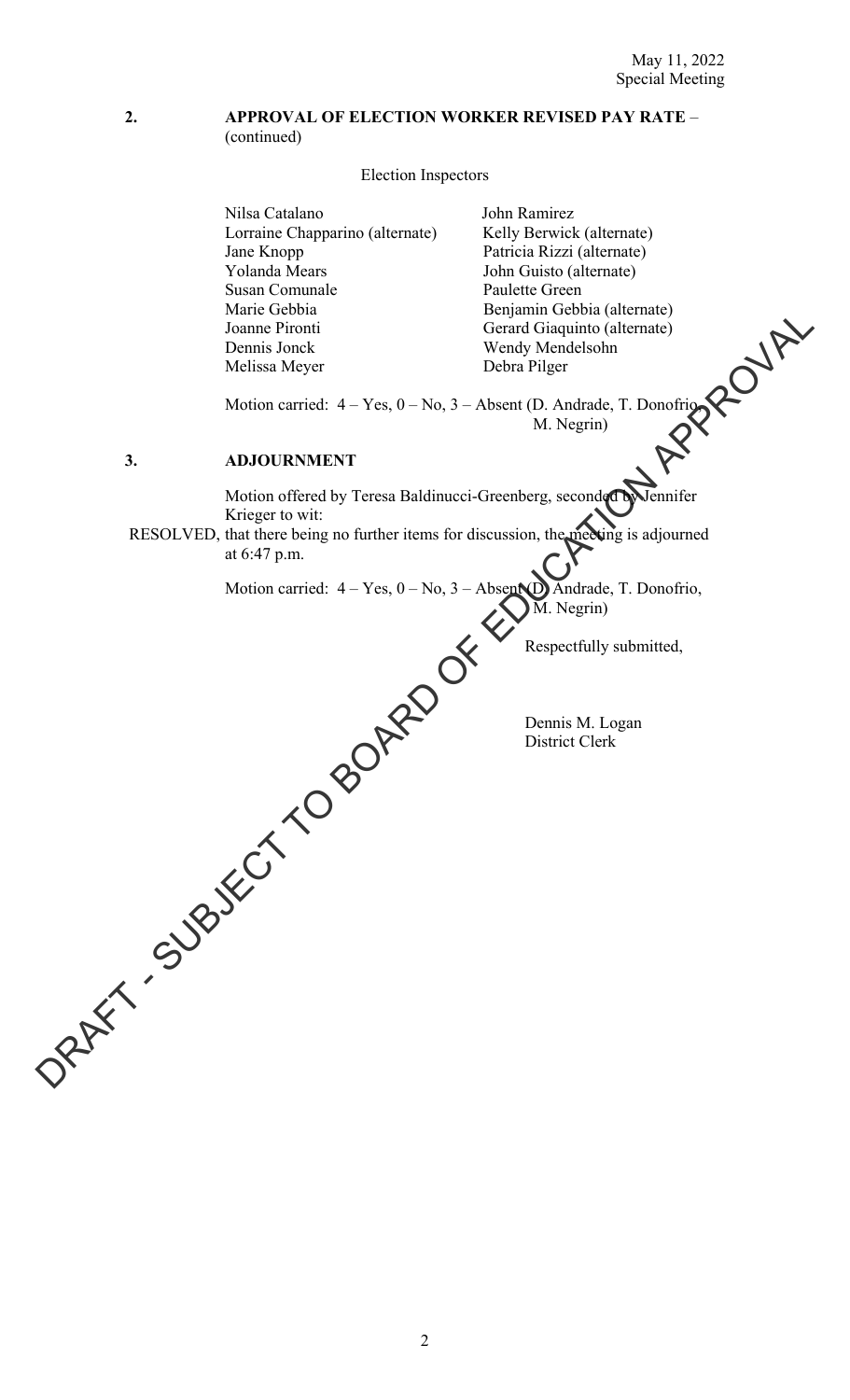May 11, 2022
Special Meeting

**2. APPROVAL OF ELECTION WORKER REVISED PAY RATE** – (continued)

Election Inspectors

| | |
|---|---|
| Nilsa Catalano | John Ramirez |
| Lorraine Chapparino (alternate) | Kelly Berwick (alternate) |
| Jane Knopp | Patricia Rizzi (alternate) |
| Yolanda Mears | John Guisto (alternate) |
| Susan Comunale | Paulette Green |
| Marie Gebbia | Benjamin Gebbia (alternate) |
| Joanne Pironti | Gerard Giaquinto (alternate) |
| Dennis Jonck | Wendy Mendelsohn |
| Melissa Meyer | Debra Pilger |

Motion carried: 4 – Yes, 0 – No, 3 – Absent (D. Andrade, T. Donofrio, M. Negrin)

**3. ADJOURNMENT**

Motion offered by Teresa Baldinucci-Greenberg, seconded by Jennifer Krieger to wit:

RESOLVED, that there being no further items for discussion, the meeting is adjourned at 6:47 p.m.

Motion carried: 4 – Yes, 0 – No, 3 – Absent (D. Andrade, T. Donofrio, M. Negrin)

Respectfully submitted,

Dennis M. Logan
District Clerk

DRAFT - SUBJECT TO BOARD OF EDUCATION APPROVAL